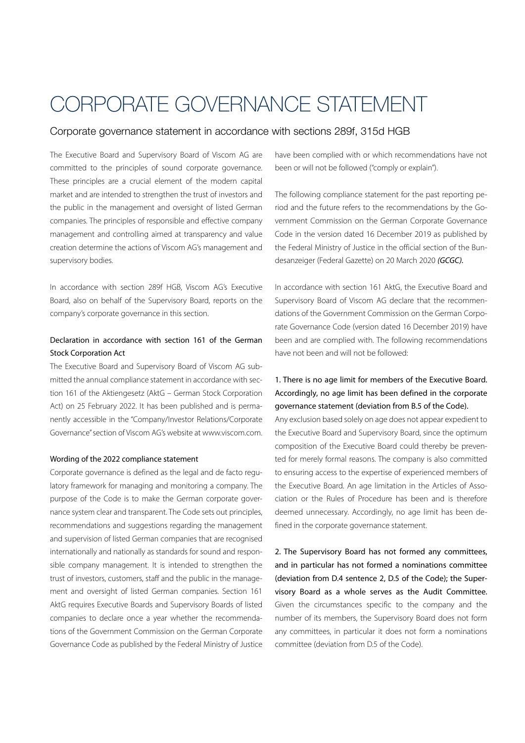# CORPORATE GOVERNANCE STATEMENT

## Corporate governance statement in accordance with sections 289f, 315d HGB

The Executive Board and Supervisory Board of Viscom AG are committed to the principles of sound corporate governance. These principles are a crucial element of the modern capital market and are intended to strengthen the trust of investors and the public in the management and oversight of listed German companies. The principles of responsible and effective company management and controlling aimed at transparency and value creation determine the actions of Viscom AG's management and supervisory bodies.

In accordance with section 289f HGB, Viscom AG's Executive Board, also on behalf of the Supervisory Board, reports on the company's corporate governance in this section.

### Declaration in accordance with section 161 of the German Stock Corporation Act

The Executive Board and Supervisory Board of Viscom AG submitted the annual compliance statement in accordance with section 161 of the Aktiengesetz (AktG – German Stock Corporation Act) on 25 February 2022. It has been published and is permanently accessible in the "Company/Investor Relations/Corporate Governance" section of Viscom AG's website at www.viscom.com.

#### Wording of the 2022 compliance statement

Corporate governance is defined as the legal and de facto regulatory framework for managing and monitoring a company. The purpose of the Code is to make the German corporate governance system clear and transparent. The Code sets out principles, recommendations and suggestions regarding the management and supervision of listed German companies that are recognised internationally and nationally as standards for sound and responsible company management. It is intended to strengthen the trust of investors, customers, staff and the public in the management and oversight of listed German companies. Section 161 AktG requires Executive Boards and Supervisory Boards of listed companies to declare once a year whether the recommendations of the Government Commission on the German Corporate Governance Code as published by the Federal Ministry of Justice have been complied with or which recommendations have not been or will not be followed ("comply or explain").

The following compliance statement for the past reporting period and the future refers to the recommendations by the Government Commission on the German Corporate Governance Code in the version dated 16 December 2019 as published by the Federal Ministry of Justice in the official section of the Bundesanzeiger (Federal Gazette) on 20 March 2020 ***(GCGC)***.

In accordance with section 161 AktG, the Executive Board and Supervisory Board of Viscom AG declare that the recommendations of the Government Commission on the German Corporate Governance Code (version dated 16 December 2019) have been and are complied with. The following recommendations have not been and will not be followed:

**1. There is no age limit for members of the Executive Board. Accordingly, no age limit has been defined in the corporate governance statement (deviation from B.5 of the Code).**
Any exclusion based solely on age does not appear expedient to the Executive Board and Supervisory Board, since the optimum composition of the Executive Board could thereby be prevented for merely formal reasons. The company is also committed to ensuring access to the expertise of experienced members of the Executive Board. An age limitation in the Articles of Association or the Rules of Procedure has been and is therefore deemed unnecessary. Accordingly, no age limit has been defined in the corporate governance statement.

**2. The Supervisory Board has not formed any committees, and in particular has not formed a nominations committee (deviation from D.4 sentence 2, D.5 of the Code); the Supervisory Board as a whole serves as the Audit Committee.**
Given the circumstances specific to the company and the number of its members, the Supervisory Board does not form any committees, in particular it does not form a nominations committee (deviation from D.5 of the Code).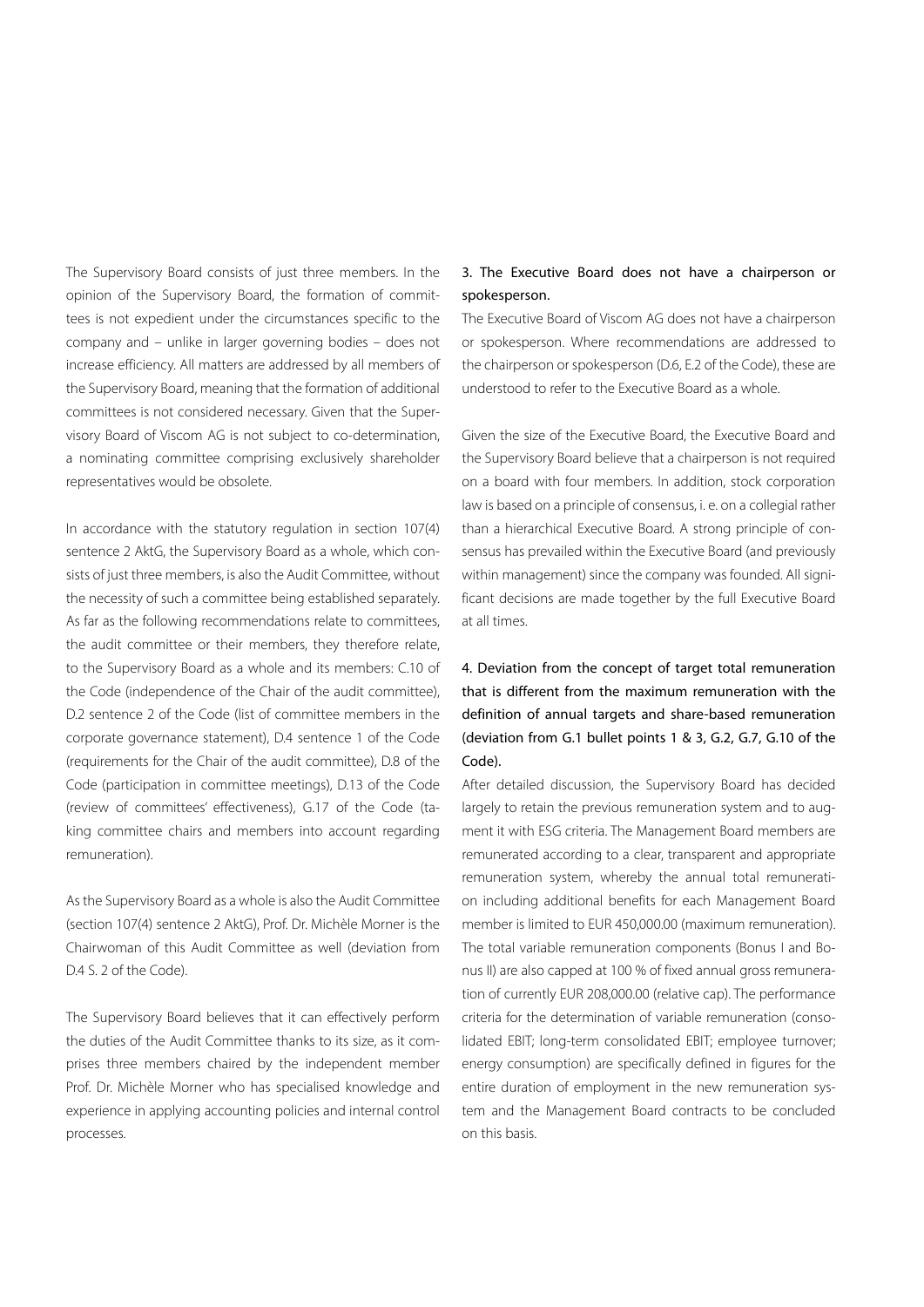The Supervisory Board consists of just three members. In the opinion of the Supervisory Board, the formation of committees is not expedient under the circumstances specific to the company and – unlike in larger governing bodies – does not increase efficiency. All matters are addressed by all members of the Supervisory Board, meaning that the formation of additional committees is not considered necessary. Given that the Supervisory Board of Viscom AG is not subject to co-determination, a nominating committee comprising exclusively shareholder representatives would be obsolete.

In accordance with the statutory regulation in section 107(4) sentence 2 AktG, the Supervisory Board as a whole, which consists of just three members, is also the Audit Committee, without the necessity of such a committee being established separately. As far as the following recommendations relate to committees, the audit committee or their members, they therefore relate, to the Supervisory Board as a whole and its members: C.10 of the Code (independence of the Chair of the audit committee), D.2 sentence 2 of the Code (list of committee members in the corporate governance statement), D.4 sentence 1 of the Code (requirements for the Chair of the audit committee), D.8 of the Code (participation in committee meetings), D.13 of the Code (review of committees' effectiveness), G.17 of the Code (taking committee chairs and members into account regarding remuneration).

As the Supervisory Board as a whole is also the Audit Committee (section 107(4) sentence 2 AktG), Prof. Dr. Michèle Morner is the Chairwoman of this Audit Committee as well (deviation from D.4 S. 2 of the Code).

The Supervisory Board believes that it can effectively perform the duties of the Audit Committee thanks to its size, as it comprises three members chaired by the independent member Prof. Dr. Michèle Morner who has specialised knowledge and experience in applying accounting policies and internal control processes.

### 3. The Executive Board does not have a chairperson or spokesperson.

The Executive Board of Viscom AG does not have a chairperson or spokesperson. Where recommendations are addressed to the chairperson or spokesperson (D.6, E.2 of the Code), these are understood to refer to the Executive Board as a whole.

Given the size of the Executive Board, the Executive Board and the Supervisory Board believe that a chairperson is not required on a board with four members. In addition, stock corporation law is based on a principle of consensus, i. e. on a collegial rather than a hierarchical Executive Board. A strong principle of consensus has prevailed within the Executive Board (and previously within management) since the company was founded. All significant decisions are made together by the full Executive Board at all times.

### 4. Deviation from the concept of target total remuneration that is different from the maximum remuneration with the definition of annual targets and share-based remuneration (deviation from G.1 bullet points 1 & 3, G.2, G.7, G.10 of the Code).

After detailed discussion, the Supervisory Board has decided largely to retain the previous remuneration system and to augment it with ESG criteria. The Management Board members are remunerated according to a clear, transparent and appropriate remuneration system, whereby the annual total remuneration including additional benefits for each Management Board member is limited to EUR 450,000.00 (maximum remuneration). The total variable remuneration components (Bonus I and Bonus II) are also capped at 100 % of fixed annual gross remuneration of currently EUR 208,000.00 (relative cap). The performance criteria for the determination of variable remuneration (consolidated EBIT; long-term consolidated EBIT; employee turnover; energy consumption) are specifically defined in figures for the entire duration of employment in the new remuneration system and the Management Board contracts to be concluded on this basis.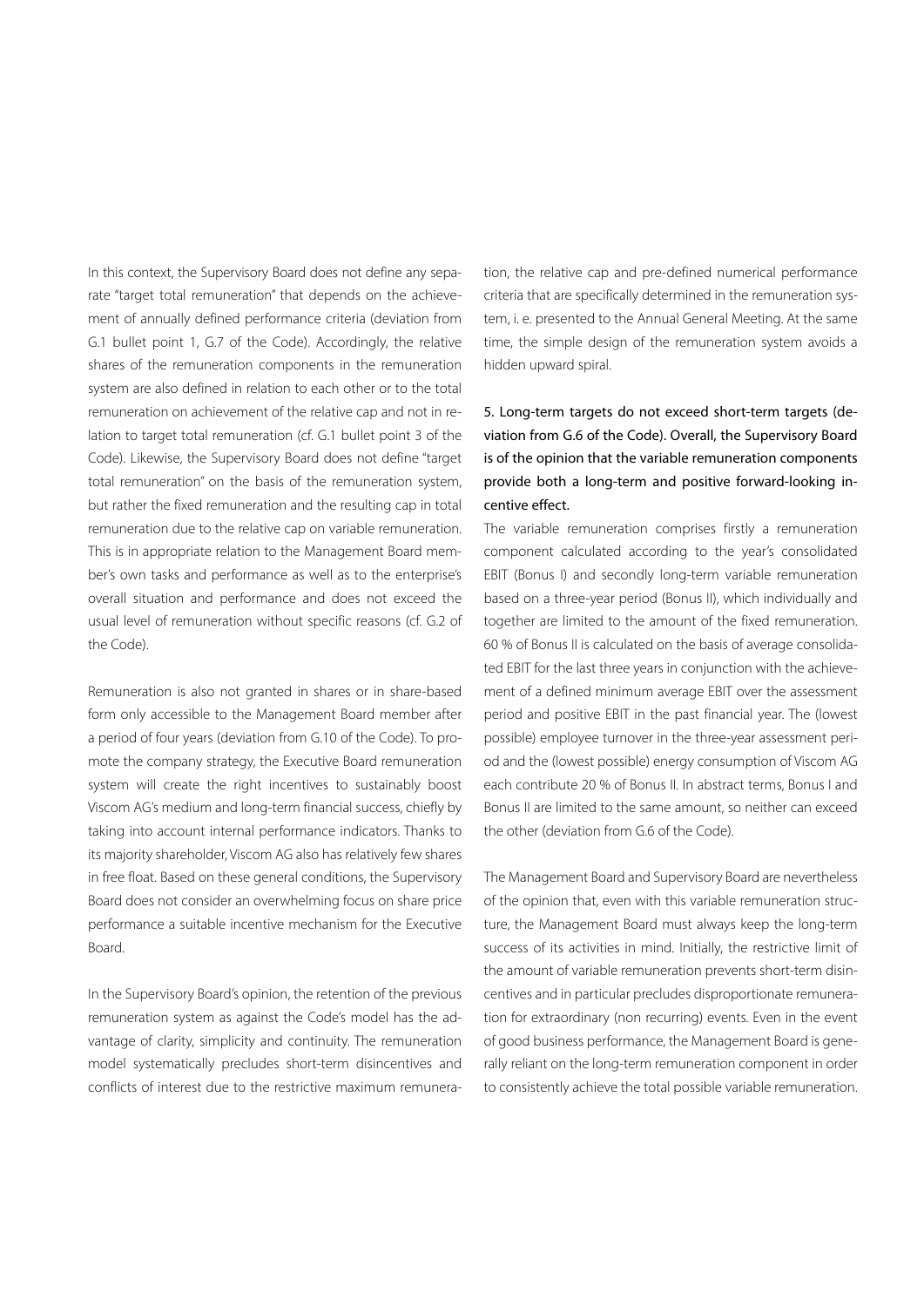In this context, the Supervisory Board does not define any separate "target total remuneration" that depends on the achievement of annually defined performance criteria (deviation from G.1 bullet point 1, G.7 of the Code). Accordingly, the relative shares of the remuneration components in the remuneration system are also defined in relation to each other or to the total remuneration on achievement of the relative cap and not in relation to target total remuneration (cf. G.1 bullet point 3 of the Code). Likewise, the Supervisory Board does not define "target total remuneration" on the basis of the remuneration system, but rather the fixed remuneration and the resulting cap in total remuneration due to the relative cap on variable remuneration. This is in appropriate relation to the Management Board member's own tasks and performance as well as to the enterprise's overall situation and performance and does not exceed the usual level of remuneration without specific reasons (cf. G.2 of the Code).

Remuneration is also not granted in shares or in share-based form only accessible to the Management Board member after a period of four years (deviation from G.10 of the Code). To promote the company strategy, the Executive Board remuneration system will create the right incentives to sustainably boost Viscom AG's medium and long-term financial success, chiefly by taking into account internal performance indicators. Thanks to its majority shareholder, Viscom AG also has relatively few shares in free float. Based on these general conditions, the Supervisory Board does not consider an overwhelming focus on share price performance a suitable incentive mechanism for the Executive Board.

In the Supervisory Board's opinion, the retention of the previous remuneration system as against the Code's model has the advantage of clarity, simplicity and continuity. The remuneration model systematically precludes short-term disincentives and conflicts of interest due to the restrictive maximum remuneration, the relative cap and pre-defined numerical performance criteria that are specifically determined in the remuneration system, i. e. presented to the Annual General Meeting. At the same time, the simple design of the remuneration system avoids a hidden upward spiral.

**5. Long-term targets do not exceed short-term targets (deviation from G.6 of the Code). Overall, the Supervisory Board is of the opinion that the variable remuneration components provide both a long-term and positive forward-looking incentive effect.**

The variable remuneration comprises firstly a remuneration component calculated according to the year's consolidated EBIT (Bonus I) and secondly long-term variable remuneration based on a three-year period (Bonus II), which individually and together are limited to the amount of the fixed remuneration. 60 % of Bonus II is calculated on the basis of average consolidated EBIT for the last three years in conjunction with the achievement of a defined minimum average EBIT over the assessment period and positive EBIT in the past financial year. The (lowest possible) employee turnover in the three-year assessment period and the (lowest possible) energy consumption of Viscom AG each contribute 20 % of Bonus II. In abstract terms, Bonus I and Bonus II are limited to the same amount, so neither can exceed the other (deviation from G.6 of the Code).

The Management Board and Supervisory Board are nevertheless of the opinion that, even with this variable remuneration structure, the Management Board must always keep the long-term success of its activities in mind. Initially, the restrictive limit of the amount of variable remuneration prevents short-term disincentives and in particular precludes disproportionate remuneration for extraordinary (non recurring) events. Even in the event of good business performance, the Management Board is generally reliant on the long-term remuneration component in order to consistently achieve the total possible variable remuneration.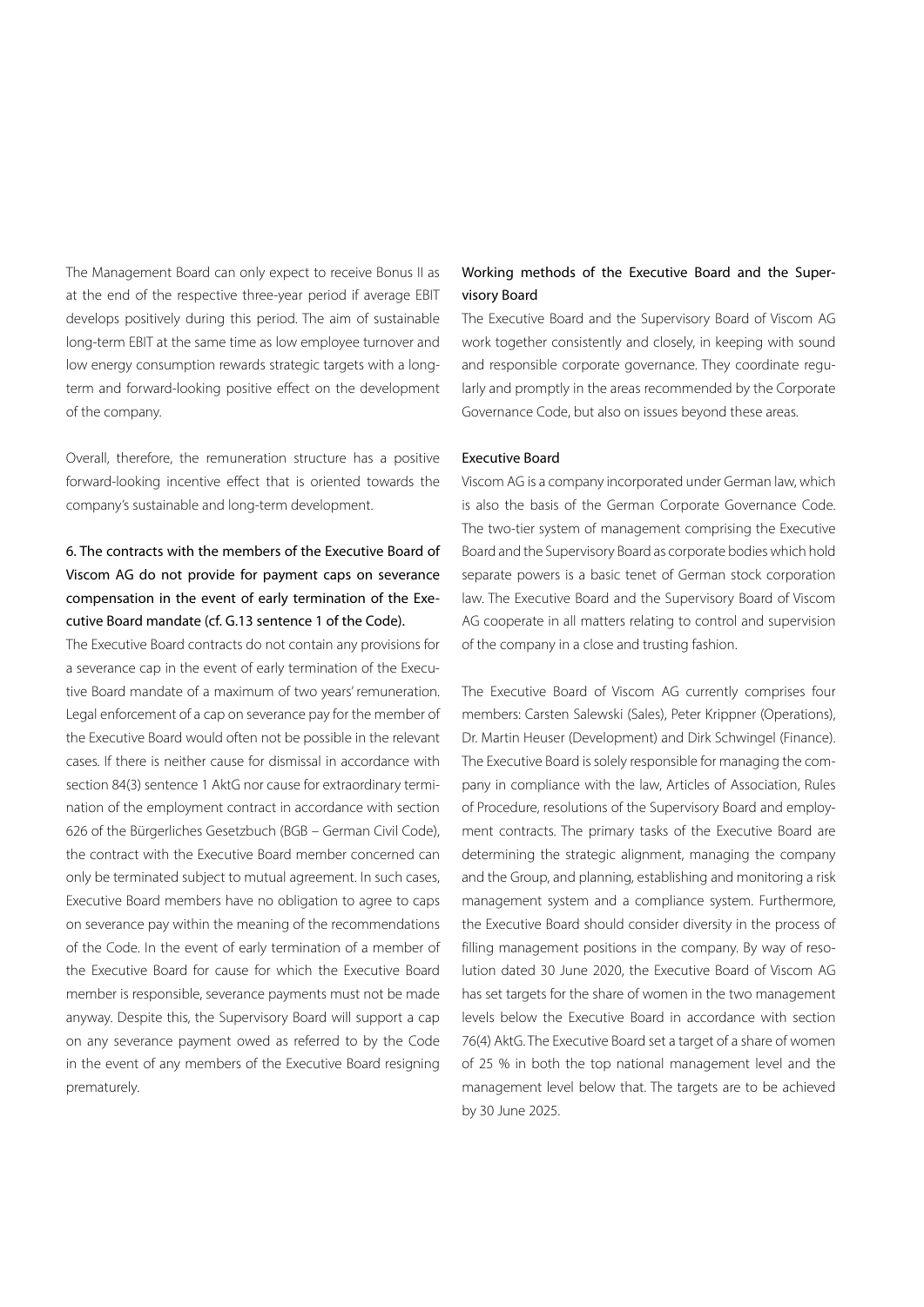The Management Board can only expect to receive Bonus II as at the end of the respective three-year period if average EBIT develops positively during this period. The aim of sustainable long-term EBIT at the same time as low employee turnover and low energy consumption rewards strategic targets with a long-term and forward-looking positive effect on the development of the company.

Overall, therefore, the remuneration structure has a positive forward-looking incentive effect that is oriented towards the company's sustainable and long-term development.

### 6. The contracts with the members of the Executive Board of Viscom AG do not provide for payment caps on severance compensation in the event of early termination of the Executive Board mandate (cf. G.13 sentence 1 of the Code).

The Executive Board contracts do not contain any provisions for a severance cap in the event of early termination of the Executive Board mandate of a maximum of two years' remuneration. Legal enforcement of a cap on severance pay for the member of the Executive Board would often not be possible in the relevant cases. If there is neither cause for dismissal in accordance with section 84(3) sentence 1 AktG nor cause for extraordinary termination of the employment contract in accordance with section 626 of the Bürgerliches Gesetzbuch (BGB – German Civil Code), the contract with the Executive Board member concerned can only be terminated subject to mutual agreement. In such cases, Executive Board members have no obligation to agree to caps on severance pay within the meaning of the recommendations of the Code. In the event of early termination of a member of the Executive Board for cause for which the Executive Board member is responsible, severance payments must not be made anyway. Despite this, the Supervisory Board will support a cap on any severance payment owed as referred to by the Code in the event of any members of the Executive Board resigning prematurely.

## Working methods of the Executive Board and the Supervisory Board

The Executive Board and the Supervisory Board of Viscom AG work together consistently and closely, in keeping with sound and responsible corporate governance. They coordinate regularly and promptly in the areas recommended by the Corporate Governance Code, but also on issues beyond these areas.

### Executive Board

Viscom AG is a company incorporated under German law, which is also the basis of the German Corporate Governance Code. The two-tier system of management comprising the Executive Board and the Supervisory Board as corporate bodies which hold separate powers is a basic tenet of German stock corporation law. The Executive Board and the Supervisory Board of Viscom AG cooperate in all matters relating to control and supervision of the company in a close and trusting fashion.

The Executive Board of Viscom AG currently comprises four members: Carsten Salewski (Sales), Peter Krippner (Operations), Dr. Martin Heuser (Development) and Dirk Schwingel (Finance). The Executive Board is solely responsible for managing the company in compliance with the law, Articles of Association, Rules of Procedure, resolutions of the Supervisory Board and employment contracts. The primary tasks of the Executive Board are determining the strategic alignment, managing the company and the Group, and planning, establishing and monitoring a risk management system and a compliance system. Furthermore, the Executive Board should consider diversity in the process of filling management positions in the company. By way of resolution dated 30 June 2020, the Executive Board of Viscom AG has set targets for the share of women in the two management levels below the Executive Board in accordance with section 76(4) AktG. The Executive Board set a target of a share of women of 25 % in both the top national management level and the management level below that. The targets are to be achieved by 30 June 2025.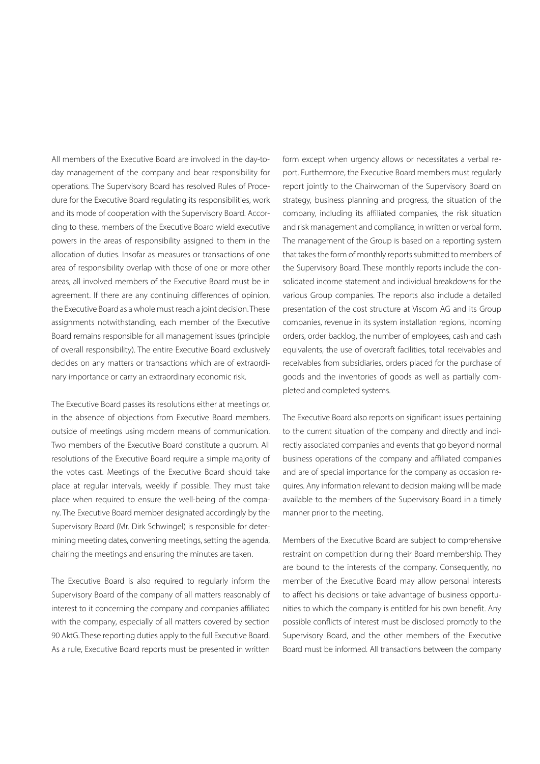All members of the Executive Board are involved in the day-to-day management of the company and bear responsibility for operations. The Supervisory Board has resolved Rules of Procedure for the Executive Board regulating its responsibilities, work and its mode of cooperation with the Supervisory Board. According to these, members of the Executive Board wield executive powers in the areas of responsibility assigned to them in the allocation of duties. Insofar as measures or transactions of one area of responsibility overlap with those of one or more other areas, all involved members of the Executive Board must be in agreement. If there are any continuing differences of opinion, the Executive Board as a whole must reach a joint decision. These assignments notwithstanding, each member of the Executive Board remains responsible for all management issues (principle of overall responsibility). The entire Executive Board exclusively decides on any matters or transactions which are of extraordinary importance or carry an extraordinary economic risk.

The Executive Board passes its resolutions either at meetings or, in the absence of objections from Executive Board members, outside of meetings using modern means of communication. Two members of the Executive Board constitute a quorum. All resolutions of the Executive Board require a simple majority of the votes cast. Meetings of the Executive Board should take place at regular intervals, weekly if possible. They must take place when required to ensure the well-being of the company. The Executive Board member designated accordingly by the Supervisory Board (Mr. Dirk Schwingel) is responsible for determining meeting dates, convening meetings, setting the agenda, chairing the meetings and ensuring the minutes are taken.

The Executive Board is also required to regularly inform the Supervisory Board of the company of all matters reasonably of interest to it concerning the company and companies affiliated with the company, especially of all matters covered by section 90 AktG. These reporting duties apply to the full Executive Board. As a rule, Executive Board reports must be presented in written form except when urgency allows or necessitates a verbal report. Furthermore, the Executive Board members must regularly report jointly to the Chairwoman of the Supervisory Board on strategy, business planning and progress, the situation of the company, including its affiliated companies, the risk situation and risk management and compliance, in written or verbal form. The management of the Group is based on a reporting system that takes the form of monthly reports submitted to members of the Supervisory Board. These monthly reports include the consolidated income statement and individual breakdowns for the various Group companies. The reports also include a detailed presentation of the cost structure at Viscom AG and its Group companies, revenue in its system installation regions, incoming orders, order backlog, the number of employees, cash and cash equivalents, the use of overdraft facilities, total receivables and receivables from subsidiaries, orders placed for the purchase of goods and the inventories of goods as well as partially completed and completed systems.

The Executive Board also reports on significant issues pertaining to the current situation of the company and directly and indirectly associated companies and events that go beyond normal business operations of the company and affiliated companies and are of special importance for the company as occasion requires. Any information relevant to decision making will be made available to the members of the Supervisory Board in a timely manner prior to the meeting.

Members of the Executive Board are subject to comprehensive restraint on competition during their Board membership. They are bound to the interests of the company. Consequently, no member of the Executive Board may allow personal interests to affect his decisions or take advantage of business opportunities to which the company is entitled for his own benefit. Any possible conflicts of interest must be disclosed promptly to the Supervisory Board, and the other members of the Executive Board must be informed. All transactions between the company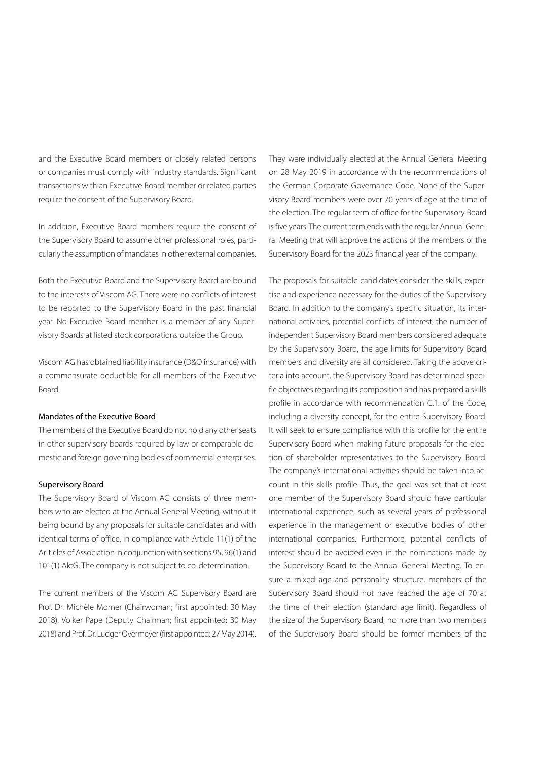and the Executive Board members or closely related persons or companies must comply with industry standards. Significant transactions with an Executive Board member or related parties require the consent of the Supervisory Board.

In addition, Executive Board members require the consent of the Supervisory Board to assume other professional roles, particularly the assumption of mandates in other external companies.

Both the Executive Board and the Supervisory Board are bound to the interests of Viscom AG. There were no conflicts of interest to be reported to the Supervisory Board in the past financial year. No Executive Board member is a member of any Supervisory Boards at listed stock corporations outside the Group.

Viscom AG has obtained liability insurance (D&O insurance) with a commensurate deductible for all members of the Executive Board.

#### Mandates of the Executive Board

The members of the Executive Board do not hold any other seats in other supervisory boards required by law or comparable domestic and foreign governing bodies of commercial enterprises.

#### Supervisory Board

The Supervisory Board of Viscom AG consists of three members who are elected at the Annual General Meeting, without it being bound by any proposals for suitable candidates and with identical terms of office, in compliance with Article 11(1) of the Ar-ticles of Association in conjunction with sections 95, 96(1) and 101(1) AktG. The company is not subject to co-determination.

The current members of the Viscom AG Supervisory Board are Prof. Dr. Michèle Morner (Chairwoman; first appointed: 30 May 2018), Volker Pape (Deputy Chairman; first appointed: 30 May 2018) and Prof. Dr. Ludger Overmeyer (first appointed: 27 May 2014). They were individually elected at the Annual General Meeting on 28 May 2019 in accordance with the recommendations of the German Corporate Governance Code. None of the Supervisory Board members were over 70 years of age at the time of the election. The regular term of office for the Supervisory Board is five years. The current term ends with the regular Annual General Meeting that will approve the actions of the members of the Supervisory Board for the 2023 financial year of the company.

The proposals for suitable candidates consider the skills, expertise and experience necessary for the duties of the Supervisory Board. In addition to the company's specific situation, its international activities, potential conflicts of interest, the number of independent Supervisory Board members considered adequate by the Supervisory Board, the age limits for Supervisory Board members and diversity are all considered. Taking the above criteria into account, the Supervisory Board has determined specific objectives regarding its composition and has prepared a skills profile in accordance with recommendation C.1. of the Code, including a diversity concept, for the entire Supervisory Board. It will seek to ensure compliance with this profile for the entire Supervisory Board when making future proposals for the election of shareholder representatives to the Supervisory Board. The company's international activities should be taken into account in this skills profile. Thus, the goal was set that at least one member of the Supervisory Board should have particular international experience, such as several years of professional experience in the management or executive bodies of other international companies. Furthermore, potential conflicts of interest should be avoided even in the nominations made by the Supervisory Board to the Annual General Meeting. To ensure a mixed age and personality structure, members of the Supervisory Board should not have reached the age of 70 at the time of their election (standard age limit). Regardless of the size of the Supervisory Board, no more than two members of the Supervisory Board should be former members of the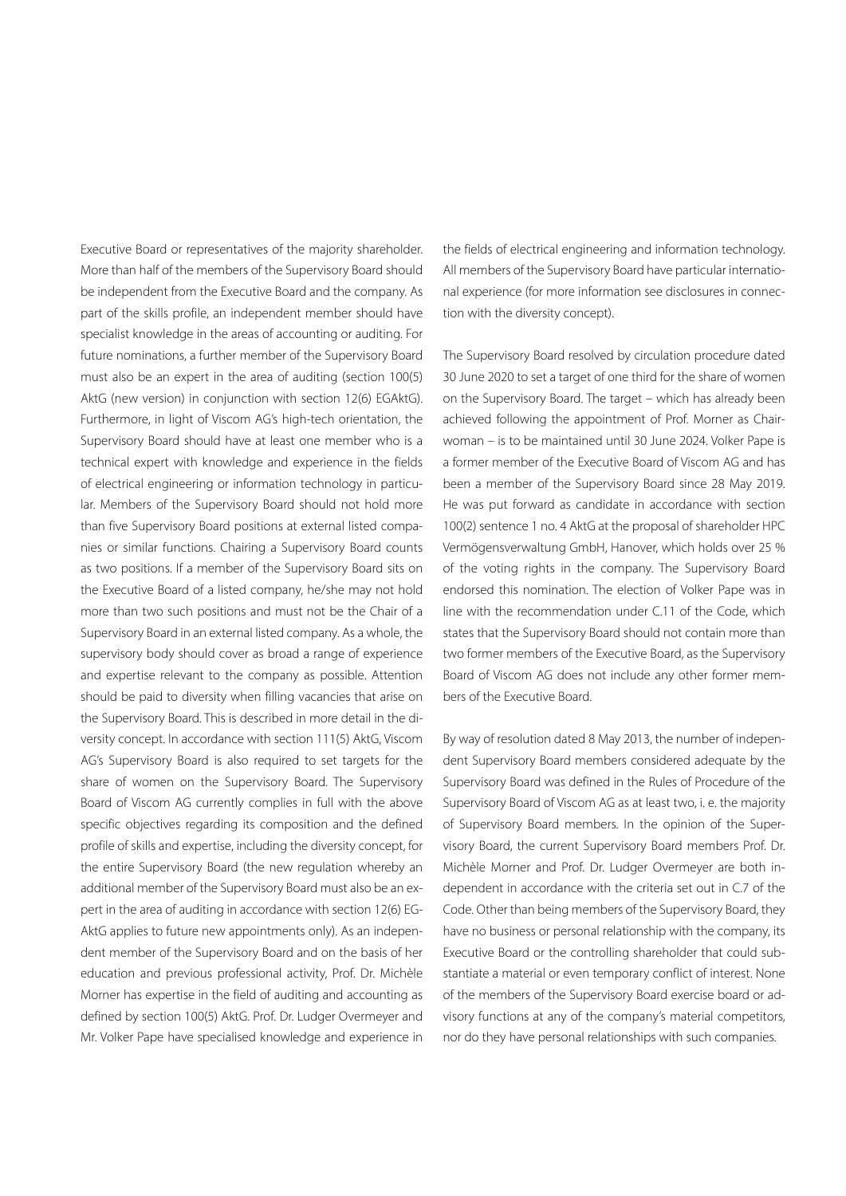Executive Board or representatives of the majority shareholder. More than half of the members of the Supervisory Board should be independent from the Executive Board and the company. As part of the skills profile, an independent member should have specialist knowledge in the areas of accounting or auditing. For future nominations, a further member of the Supervisory Board must also be an expert in the area of auditing (section 100(5) AktG (new version) in conjunction with section 12(6) EGAktG). Furthermore, in light of Viscom AG's high-tech orientation, the Supervisory Board should have at least one member who is a technical expert with knowledge and experience in the fields of electrical engineering or information technology in particular. Members of the Supervisory Board should not hold more than five Supervisory Board positions at external listed companies or similar functions. Chairing a Supervisory Board counts as two positions. If a member of the Supervisory Board sits on the Executive Board of a listed company, he/she may not hold more than two such positions and must not be the Chair of a Supervisory Board in an external listed company. As a whole, the supervisory body should cover as broad a range of experience and expertise relevant to the company as possible. Attention should be paid to diversity when filling vacancies that arise on the Supervisory Board. This is described in more detail in the diversity concept. In accordance with section 111(5) AktG, Viscom AG's Supervisory Board is also required to set targets for the share of women on the Supervisory Board. The Supervisory Board of Viscom AG currently complies in full with the above specific objectives regarding its composition and the defined profile of skills and expertise, including the diversity concept, for the entire Supervisory Board (the new regulation whereby an additional member of the Supervisory Board must also be an expert in the area of auditing in accordance with section 12(6) EGAktG applies to future new appointments only). As an independent member of the Supervisory Board and on the basis of her education and previous professional activity, Prof. Dr. Michèle Morner has expertise in the field of auditing and accounting as defined by section 100(5) AktG. Prof. Dr. Ludger Overmeyer and Mr. Volker Pape have specialised knowledge and experience in the fields of electrical engineering and information technology. All members of the Supervisory Board have particular international experience (for more information see disclosures in connection with the diversity concept).

The Supervisory Board resolved by circulation procedure dated 30 June 2020 to set a target of one third for the share of women on the Supervisory Board. The target – which has already been achieved following the appointment of Prof. Morner as Chairwoman – is to be maintained until 30 June 2024. Volker Pape is a former member of the Executive Board of Viscom AG and has been a member of the Supervisory Board since 28 May 2019. He was put forward as candidate in accordance with section 100(2) sentence 1 no. 4 AktG at the proposal of shareholder HPC Vermögensverwaltung GmbH, Hanover, which holds over 25 % of the voting rights in the company. The Supervisory Board endorsed this nomination. The election of Volker Pape was in line with the recommendation under C.11 of the Code, which states that the Supervisory Board should not contain more than two former members of the Executive Board, as the Supervisory Board of Viscom AG does not include any other former members of the Executive Board.

By way of resolution dated 8 May 2013, the number of independent Supervisory Board members considered adequate by the Supervisory Board was defined in the Rules of Procedure of the Supervisory Board of Viscom AG as at least two, i. e. the majority of Supervisory Board members. In the opinion of the Supervisory Board, the current Supervisory Board members Prof. Dr. Michèle Morner and Prof. Dr. Ludger Overmeyer are both independent in accordance with the criteria set out in C.7 of the Code. Other than being members of the Supervisory Board, they have no business or personal relationship with the company, its Executive Board or the controlling shareholder that could substantiate a material or even temporary conflict of interest. None of the members of the Supervisory Board exercise board or advisory functions at any of the company's material competitors, nor do they have personal relationships with such companies.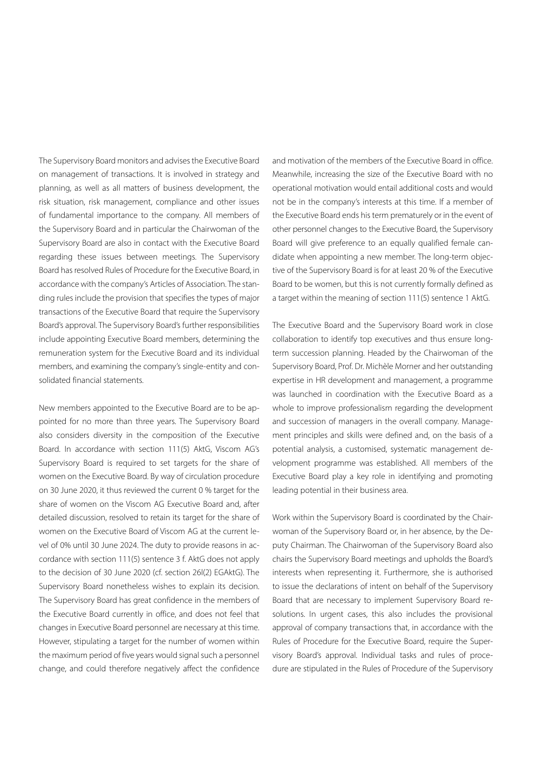The Supervisory Board monitors and advises the Executive Board on management of transactions. It is involved in strategy and planning, as well as all matters of business development, the risk situation, risk management, compliance and other issues of fundamental importance to the company. All members of the Supervisory Board and in particular the Chairwoman of the Supervisory Board are also in contact with the Executive Board regarding these issues between meetings. The Supervisory Board has resolved Rules of Procedure for the Executive Board, in accordance with the company's Articles of Association. The standing rules include the provision that specifies the types of major transactions of the Executive Board that require the Supervisory Board's approval. The Supervisory Board's further responsibilities include appointing Executive Board members, determining the remuneration system for the Executive Board and its individual members, and examining the company's single-entity and consolidated financial statements.

New members appointed to the Executive Board are to be appointed for no more than three years. The Supervisory Board also considers diversity in the composition of the Executive Board. In accordance with section 111(5) AktG, Viscom AG's Supervisory Board is required to set targets for the share of women on the Executive Board. By way of circulation procedure on 30 June 2020, it thus reviewed the current 0 % target for the share of women on the Viscom AG Executive Board and, after detailed discussion, resolved to retain its target for the share of women on the Executive Board of Viscom AG at the current level of 0% until 30 June 2024. The duty to provide reasons in accordance with section 111(5) sentence 3 f. AktG does not apply to the decision of 30 June 2020 (cf. section 26l(2) EGAktG). The Supervisory Board nonetheless wishes to explain its decision. The Supervisory Board has great confidence in the members of the Executive Board currently in office, and does not feel that changes in Executive Board personnel are necessary at this time. However, stipulating a target for the number of women within the maximum period of five years would signal such a personnel change, and could therefore negatively affect the confidence and motivation of the members of the Executive Board in office. Meanwhile, increasing the size of the Executive Board with no operational motivation would entail additional costs and would not be in the company's interests at this time. If a member of the Executive Board ends his term prematurely or in the event of other personnel changes to the Executive Board, the Supervisory Board will give preference to an equally qualified female candidate when appointing a new member. The long-term objective of the Supervisory Board is for at least 20 % of the Executive Board to be women, but this is not currently formally defined as a target within the meaning of section 111(5) sentence 1 AktG.

The Executive Board and the Supervisory Board work in close collaboration to identify top executives and thus ensure long-term succession planning. Headed by the Chairwoman of the Supervisory Board, Prof. Dr. Michèle Morner and her outstanding expertise in HR development and management, a programme was launched in coordination with the Executive Board as a whole to improve professionalism regarding the development and succession of managers in the overall company. Management principles and skills were defined and, on the basis of a potential analysis, a customised, systematic management development programme was established. All members of the Executive Board play a key role in identifying and promoting leading potential in their business area.

Work within the Supervisory Board is coordinated by the Chairwoman of the Supervisory Board or, in her absence, by the Deputy Chairman. The Chairwoman of the Supervisory Board also chairs the Supervisory Board meetings and upholds the Board's interests when representing it. Furthermore, she is authorised to issue the declarations of intent on behalf of the Supervisory Board that are necessary to implement Supervisory Board resolutions. In urgent cases, this also includes the provisional approval of company transactions that, in accordance with the Rules of Procedure for the Executive Board, require the Supervisory Board's approval. Individual tasks and rules of procedure are stipulated in the Rules of Procedure of the Supervisory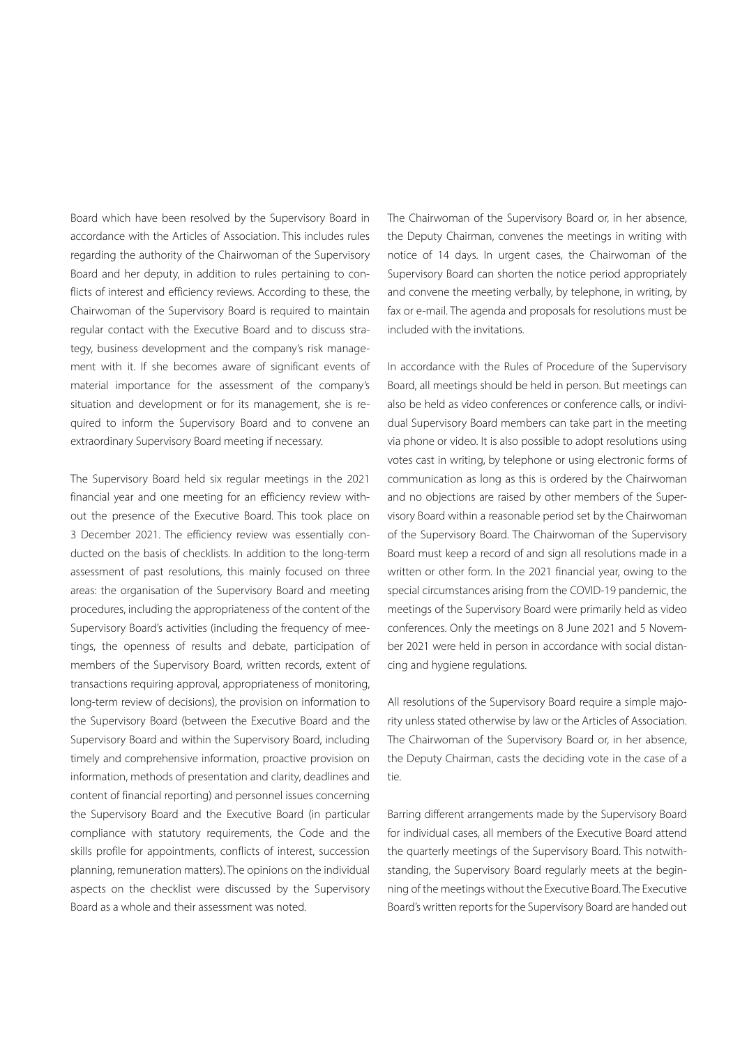Board which have been resolved by the Supervisory Board in accordance with the Articles of Association. This includes rules regarding the authority of the Chairwoman of the Supervisory Board and her deputy, in addition to rules pertaining to conflicts of interest and efficiency reviews. According to these, the Chairwoman of the Supervisory Board is required to maintain regular contact with the Executive Board and to discuss strategy, business development and the company's risk management with it. If she becomes aware of significant events of material importance for the assessment of the company's situation and development or for its management, she is required to inform the Supervisory Board and to convene an extraordinary Supervisory Board meeting if necessary.

The Supervisory Board held six regular meetings in the 2021 financial year and one meeting for an efficiency review without the presence of the Executive Board. This took place on 3 December 2021. The efficiency review was essentially conducted on the basis of checklists. In addition to the long-term assessment of past resolutions, this mainly focused on three areas: the organisation of the Supervisory Board and meeting procedures, including the appropriateness of the content of the Supervisory Board's activities (including the frequency of meetings, the openness of results and debate, participation of members of the Supervisory Board, written records, extent of transactions requiring approval, appropriateness of monitoring, long-term review of decisions), the provision on information to the Supervisory Board (between the Executive Board and the Supervisory Board and within the Supervisory Board, including timely and comprehensive information, proactive provision on information, methods of presentation and clarity, deadlines and content of financial reporting) and personnel issues concerning the Supervisory Board and the Executive Board (in particular compliance with statutory requirements, the Code and the skills profile for appointments, conflicts of interest, succession planning, remuneration matters). The opinions on the individual aspects on the checklist were discussed by the Supervisory Board as a whole and their assessment was noted.

The Chairwoman of the Supervisory Board or, in her absence, the Deputy Chairman, convenes the meetings in writing with notice of 14 days. In urgent cases, the Chairwoman of the Supervisory Board can shorten the notice period appropriately and convene the meeting verbally, by telephone, in writing, by fax or e-mail. The agenda and proposals for resolutions must be included with the invitations.

In accordance with the Rules of Procedure of the Supervisory Board, all meetings should be held in person. But meetings can also be held as video conferences or conference calls, or individual Supervisory Board members can take part in the meeting via phone or video. It is also possible to adopt resolutions using votes cast in writing, by telephone or using electronic forms of communication as long as this is ordered by the Chairwoman and no objections are raised by other members of the Supervisory Board within a reasonable period set by the Chairwoman of the Supervisory Board. The Chairwoman of the Supervisory Board must keep a record of and sign all resolutions made in a written or other form. In the 2021 financial year, owing to the special circumstances arising from the COVID-19 pandemic, the meetings of the Supervisory Board were primarily held as video conferences. Only the meetings on 8 June 2021 and 5 November 2021 were held in person in accordance with social distancing and hygiene regulations.

All resolutions of the Supervisory Board require a simple majority unless stated otherwise by law or the Articles of Association. The Chairwoman of the Supervisory Board or, in her absence, the Deputy Chairman, casts the deciding vote in the case of a tie.

Barring different arrangements made by the Supervisory Board for individual cases, all members of the Executive Board attend the quarterly meetings of the Supervisory Board. This notwithstanding, the Supervisory Board regularly meets at the beginning of the meetings without the Executive Board. The Executive Board's written reports for the Supervisory Board are handed out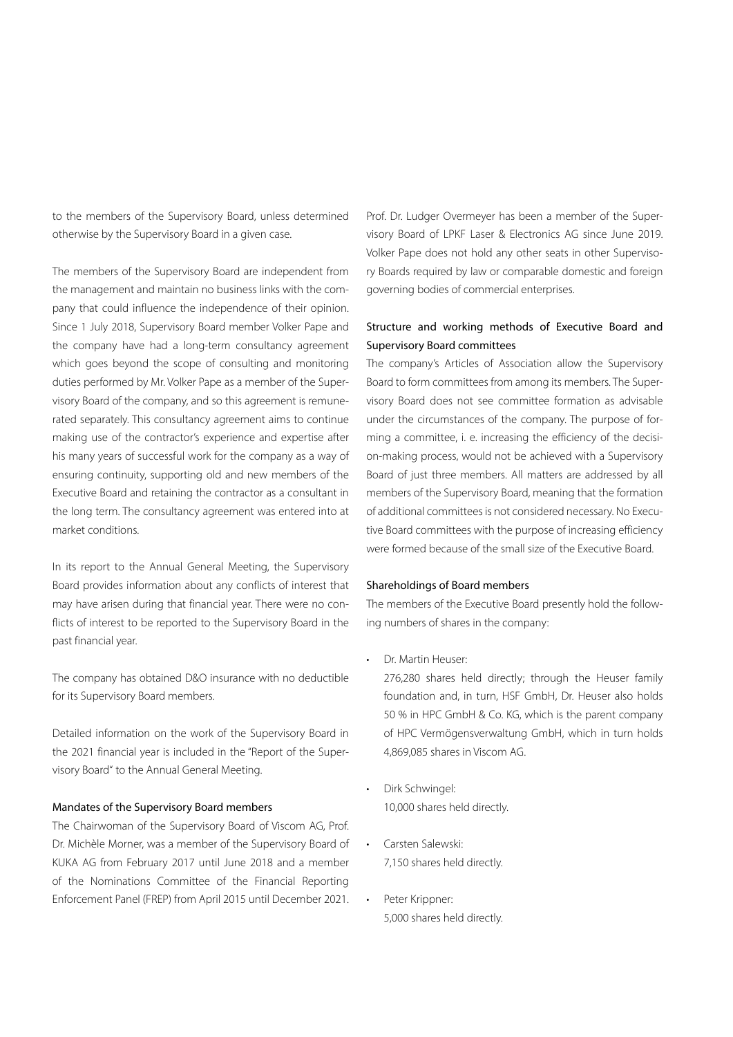to the members of the Supervisory Board, unless determined otherwise by the Supervisory Board in a given case.

The members of the Supervisory Board are independent from the management and maintain no business links with the company that could influence the independence of their opinion. Since 1 July 2018, Supervisory Board member Volker Pape and the company have had a long-term consultancy agreement which goes beyond the scope of consulting and monitoring duties performed by Mr. Volker Pape as a member of the Supervisory Board of the company, and so this agreement is remunerated separately. This consultancy agreement aims to continue making use of the contractor's experience and expertise after his many years of successful work for the company as a way of ensuring continuity, supporting old and new members of the Executive Board and retaining the contractor as a consultant in the long term. The consultancy agreement was entered into at market conditions.

In its report to the Annual General Meeting, the Supervisory Board provides information about any conflicts of interest that may have arisen during that financial year. There were no conflicts of interest to be reported to the Supervisory Board in the past financial year.

The company has obtained D&O insurance with no deductible for its Supervisory Board members.

Detailed information on the work of the Supervisory Board in the 2021 financial year is included in the "Report of the Supervisory Board" to the Annual General Meeting.

### Mandates of the Supervisory Board members

The Chairwoman of the Supervisory Board of Viscom AG, Prof. Dr. Michèle Morner, was a member of the Supervisory Board of KUKA AG from February 2017 until June 2018 and a member of the Nominations Committee of the Financial Reporting Enforcement Panel (FREP) from April 2015 until December 2021. Prof. Dr. Ludger Overmeyer has been a member of the Supervisory Board of LPKF Laser & Electronics AG since June 2019. Volker Pape does not hold any other seats in other Supervisory Boards required by law or comparable domestic and foreign governing bodies of commercial enterprises.

### Structure and working methods of Executive Board and Supervisory Board committees

The company's Articles of Association allow the Supervisory Board to form committees from among its members. The Supervisory Board does not see committee formation as advisable under the circumstances of the company. The purpose of forming a committee, i. e. increasing the efficiency of the decision-making process, would not be achieved with a Supervisory Board of just three members. All matters are addressed by all members of the Supervisory Board, meaning that the formation of additional committees is not considered necessary. No Executive Board committees with the purpose of increasing efficiency were formed because of the small size of the Executive Board.

### Shareholdings of Board members

The members of the Executive Board presently hold the following numbers of shares in the company:

- Dr. Martin Heuser:
  276,280 shares held directly; through the Heuser family foundation and, in turn, HSF GmbH, Dr. Heuser also holds 50 % in HPC GmbH & Co. KG, which is the parent company of HPC Vermögensverwaltung GmbH, which in turn holds 4,869,085 shares in Viscom AG.
- Dirk Schwingel:
  10,000 shares held directly.
- Carsten Salewski:
  7,150 shares held directly.
- Peter Krippner:
  5,000 shares held directly.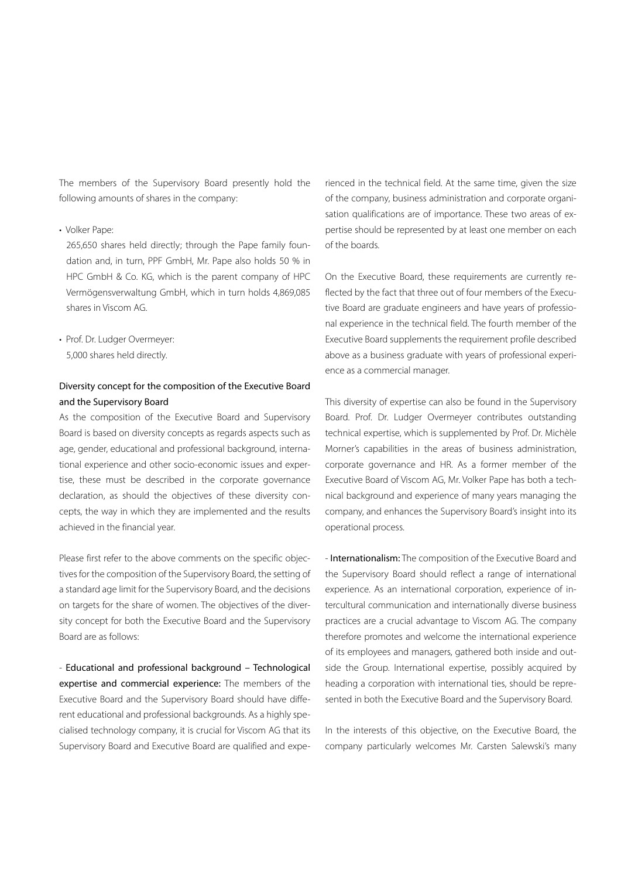The members of the Supervisory Board presently hold the following amounts of shares in the company:

- Volker Pape:
  265,650 shares held directly; through the Pape family foundation and, in turn, PPF GmbH, Mr. Pape also holds 50 % in HPC GmbH & Co. KG, which is the parent company of HPC Vermögensverwaltung GmbH, which in turn holds 4,869,085 shares in Viscom AG.
- Prof. Dr. Ludger Overmeyer:
  5,000 shares held directly.

### Diversity concept for the composition of the Executive Board and the Supervisory Board

As the composition of the Executive Board and Supervisory Board is based on diversity concepts as regards aspects such as age, gender, educational and professional background, international experience and other socio-economic issues and expertise, these must be described in the corporate governance declaration, as should the objectives of these diversity concepts, the way in which they are implemented and the results achieved in the financial year.

Please first refer to the above comments on the specific objectives for the composition of the Supervisory Board, the setting of a standard age limit for the Supervisory Board, and the decisions on targets for the share of women. The objectives of the diversity concept for both the Executive Board and the Supervisory Board are as follows:

- Educational and professional background – Technological expertise and commercial experience: The members of the Executive Board and the Supervisory Board should have different educational and professional backgrounds. As a highly specialised technology company, it is crucial for Viscom AG that its Supervisory Board and Executive Board are qualified and experienced in the technical field. At the same time, given the size of the company, business administration and corporate organisation qualifications are of importance. These two areas of expertise should be represented by at least one member on each of the boards.

On the Executive Board, these requirements are currently reflected by the fact that three out of four members of the Executive Board are graduate engineers and have years of professional experience in the technical field. The fourth member of the Executive Board supplements the requirement profile described above as a business graduate with years of professional experience as a commercial manager.

This diversity of expertise can also be found in the Supervisory Board. Prof. Dr. Ludger Overmeyer contributes outstanding technical expertise, which is supplemented by Prof. Dr. Michèle Morner's capabilities in the areas of business administration, corporate governance and HR. As a former member of the Executive Board of Viscom AG, Mr. Volker Pape has both a technical background and experience of many years managing the company, and enhances the Supervisory Board's insight into its operational process.

- Internationalism: The composition of the Executive Board and the Supervisory Board should reflect a range of international experience. As an international corporation, experience of intercultural communication and internationally diverse business practices are a crucial advantage to Viscom AG. The company therefore promotes and welcome the international experience of its employees and managers, gathered both inside and outside the Group. International expertise, possibly acquired by heading a corporation with international ties, should be represented in both the Executive Board and the Supervisory Board.

In the interests of this objective, on the Executive Board, the company particularly welcomes Mr. Carsten Salewski's many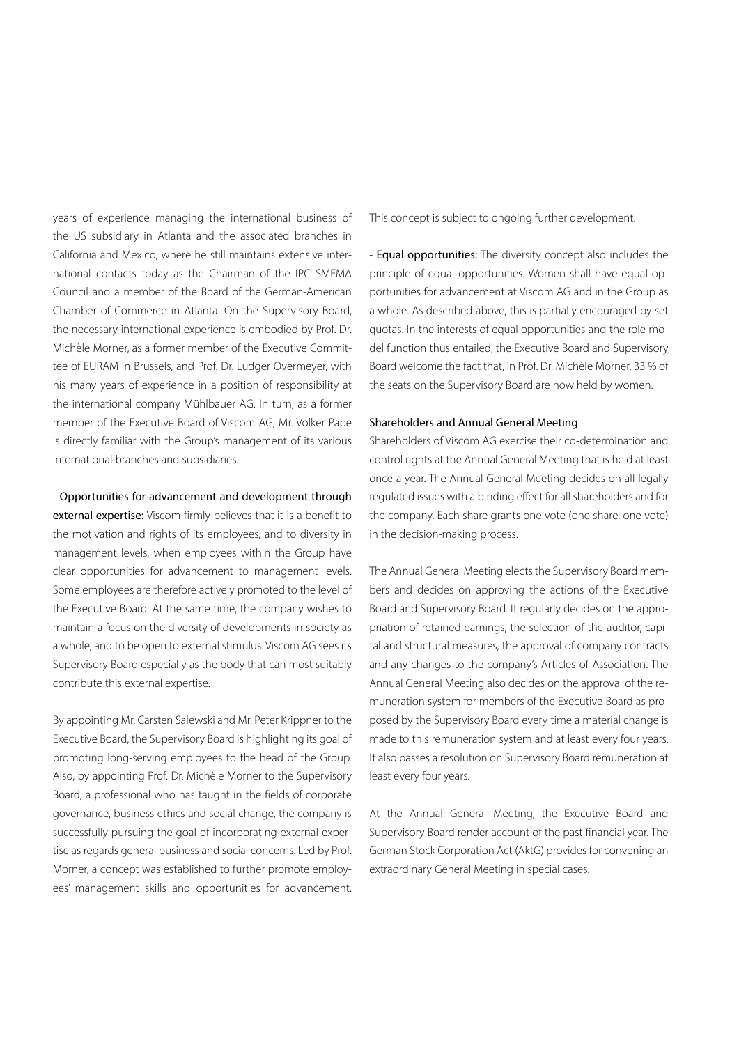years of experience managing the international business of the US subsidiary in Atlanta and the associated branches in California and Mexico, where he still maintains extensive international contacts today as the Chairman of the IPC SMEMA Council and a member of the Board of the German-American Chamber of Commerce in Atlanta. On the Supervisory Board, the necessary international experience is embodied by Prof. Dr. Michèle Morner, as a former member of the Executive Committee of EURAM in Brussels, and Prof. Dr. Ludger Overmeyer, with his many years of experience in a position of responsibility at the international company Mühlbauer AG. In turn, as a former member of the Executive Board of Viscom AG, Mr. Volker Pape is directly familiar with the Group's management of its various international branches and subsidiaries.

- **Opportunities for advancement and development through external expertise:** Viscom firmly believes that it is a benefit to the motivation and rights of its employees, and to diversity in management levels, when employees within the Group have clear opportunities for advancement to management levels. Some employees are therefore actively promoted to the level of the Executive Board. At the same time, the company wishes to maintain a focus on the diversity of developments in society as a whole, and to be open to external stimulus. Viscom AG sees its Supervisory Board especially as the body that can most suitably contribute this external expertise.

By appointing Mr. Carsten Salewski and Mr. Peter Krippner to the Executive Board, the Supervisory Board is highlighting its goal of promoting long-serving employees to the head of the Group. Also, by appointing Prof. Dr. Michèle Morner to the Supervisory Board, a professional who has taught in the fields of corporate governance, business ethics and social change, the company is successfully pursuing the goal of incorporating external expertise as regards general business and social concerns. Led by Prof. Morner, a concept was established to further promote employees' management skills and opportunities for advancement. This concept is subject to ongoing further development.

- **Equal opportunities:** The diversity concept also includes the principle of equal opportunities. Women shall have equal opportunities for advancement at Viscom AG and in the Group as a whole. As described above, this is partially encouraged by set quotas. In the interests of equal opportunities and the role model function thus entailed, the Executive Board and Supervisory Board welcome the fact that, in Prof. Dr. Michèle Morner, 33 % of the seats on the Supervisory Board are now held by women.

### Shareholders and Annual General Meeting

Shareholders of Viscom AG exercise their co-determination and control rights at the Annual General Meeting that is held at least once a year. The Annual General Meeting decides on all legally regulated issues with a binding effect for all shareholders and for the company. Each share grants one vote (one share, one vote) in the decision-making process.

The Annual General Meeting elects the Supervisory Board members and decides on approving the actions of the Executive Board and Supervisory Board. It regularly decides on the appropriation of retained earnings, the selection of the auditor, capital and structural measures, the approval of company contracts and any changes to the company's Articles of Association. The Annual General Meeting also decides on the approval of the remuneration system for members of the Executive Board as proposed by the Supervisory Board every time a material change is made to this remuneration system and at least every four years. It also passes a resolution on Supervisory Board remuneration at least every four years.

At the Annual General Meeting, the Executive Board and Supervisory Board render account of the past financial year. The German Stock Corporation Act (AktG) provides for convening an extraordinary General Meeting in special cases.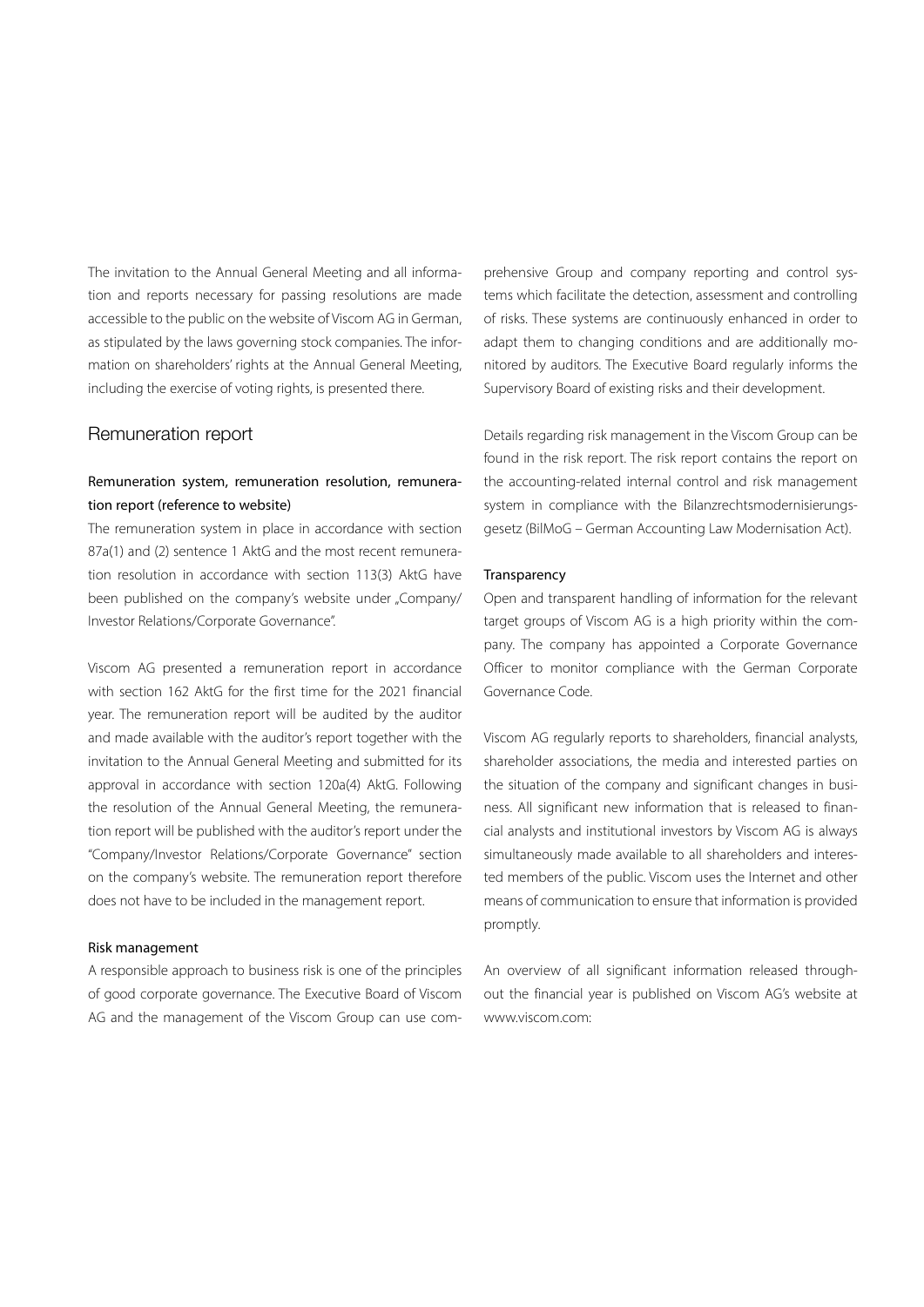The invitation to the Annual General Meeting and all information and reports necessary for passing resolutions are made accessible to the public on the website of Viscom AG in German, as stipulated by the laws governing stock companies. The information on shareholders' rights at the Annual General Meeting, including the exercise of voting rights, is presented there.

## Remuneration report

### Remuneration system, remuneration resolution, remuneration report (reference to website)

The remuneration system in place in accordance with section 87a(1) and (2) sentence 1 AktG and the most recent remuneration resolution in accordance with section 113(3) AktG have been published on the company's website under „Company/Investor Relations/Corporate Governance".

Viscom AG presented a remuneration report in accordance with section 162 AktG for the first time for the 2021 financial year. The remuneration report will be audited by the auditor and made available with the auditor's report together with the invitation to the Annual General Meeting and submitted for its approval in accordance with section 120a(4) AktG. Following the resolution of the Annual General Meeting, the remuneration report will be published with the auditor's report under the "Company/Investor Relations/Corporate Governance" section on the company's website. The remuneration report therefore does not have to be included in the management report.

#### Risk management

A responsible approach to business risk is one of the principles of good corporate governance. The Executive Board of Viscom AG and the management of the Viscom Group can use comprehensive Group and company reporting and control systems which facilitate the detection, assessment and controlling of risks. These systems are continuously enhanced in order to adapt them to changing conditions and are additionally monitored by auditors. The Executive Board regularly informs the Supervisory Board of existing risks and their development.

Details regarding risk management in the Viscom Group can be found in the risk report. The risk report contains the report on the accounting-related internal control and risk management system in compliance with the Bilanzrechtsmodernisierungsgesetz (BilMoG – German Accounting Law Modernisation Act).

#### Transparency

Open and transparent handling of information for the relevant target groups of Viscom AG is a high priority within the company. The company has appointed a Corporate Governance Officer to monitor compliance with the German Corporate Governance Code.

Viscom AG regularly reports to shareholders, financial analysts, shareholder associations, the media and interested parties on the situation of the company and significant changes in business. All significant new information that is released to financial analysts and institutional investors by Viscom AG is always simultaneously made available to all shareholders and interested members of the public. Viscom uses the Internet and other means of communication to ensure that information is provided promptly.

An overview of all significant information released throughout the financial year is published on Viscom AG's website at www.viscom.com: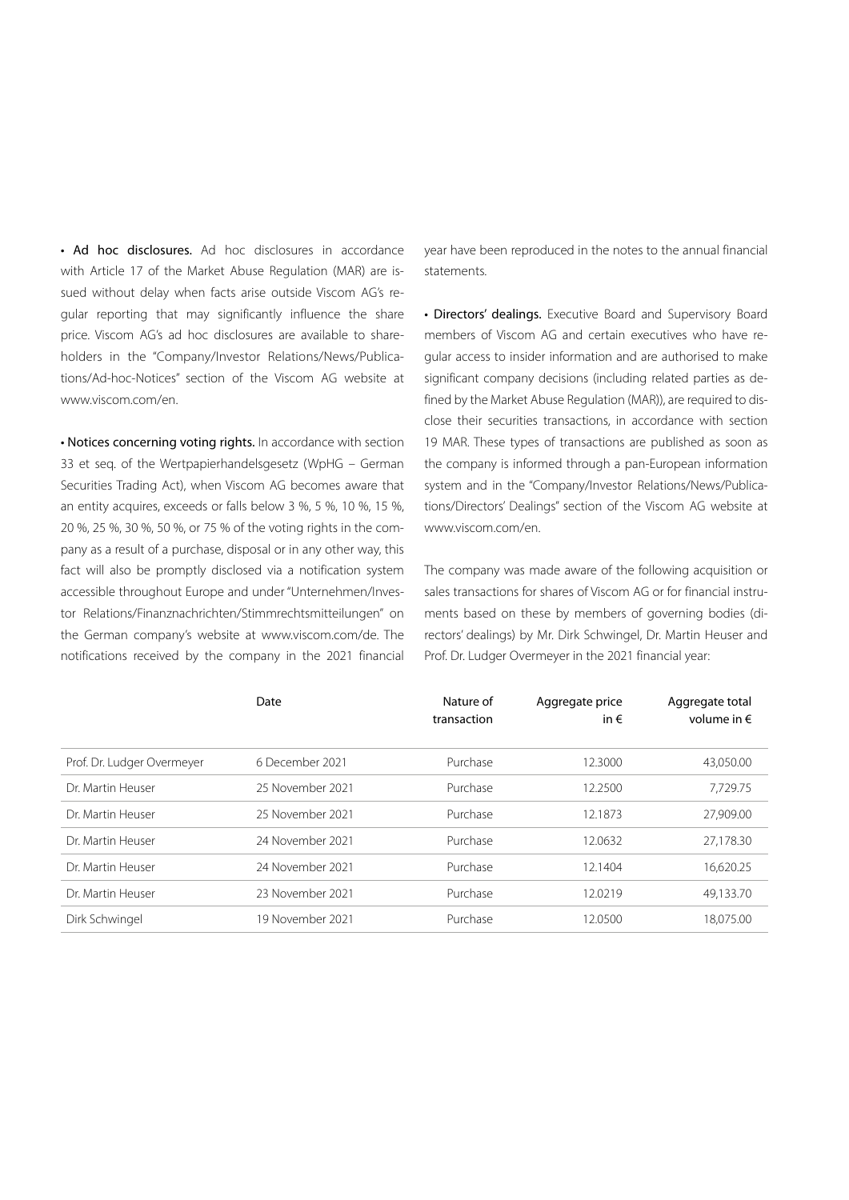• **Ad hoc disclosures.** Ad hoc disclosures in accordance with Article 17 of the Market Abuse Regulation (MAR) are issued without delay when facts arise outside Viscom AG's regular reporting that may significantly influence the share price. Viscom AG's ad hoc disclosures are available to shareholders in the "Company/Investor Relations/News/Publications/Ad-hoc-Notices" section of the Viscom AG website at www.viscom.com/en.

• **Notices concerning voting rights.** In accordance with section 33 et seq. of the Wertpapierhandelsgesetz (WpHG – German Securities Trading Act), when Viscom AG becomes aware that an entity acquires, exceeds or falls below 3 %, 5 %, 10 %, 15 %, 20 %, 25 %, 30 %, 50 %, or 75 % of the voting rights in the company as a result of a purchase, disposal or in any other way, this fact will also be promptly disclosed via a notification system accessible throughout Europe and under "Unternehmen/Investor Relations/Finanznachrichten/Stimmrechtsmitteilungen" on the German company's website at www.viscom.com/de. The notifications received by the company in the 2021 financial year have been reproduced in the notes to the annual financial statements.

• **Directors' dealings.** Executive Board and Supervisory Board members of Viscom AG and certain executives who have regular access to insider information and are authorised to make significant company decisions (including related parties as defined by the Market Abuse Regulation (MAR)), are required to disclose their securities transactions, in accordance with section 19 MAR. These types of transactions are published as soon as the company is informed through a pan-European information system and in the "Company/Investor Relations/News/Publications/Directors' Dealings" section of the Viscom AG website at www.viscom.com/en.

The company was made aware of the following acquisition or sales transactions for shares of Viscom AG or for financial instruments based on these by members of governing bodies (directors' dealings) by Mr. Dirk Schwingel, Dr. Martin Heuser and Prof. Dr. Ludger Overmeyer in the 2021 financial year:

| | Date | Nature of transaction | Aggregate price in € | Aggregate total volume in € |
|---|---|---|---|---|
| Prof. Dr. Ludger Overmeyer | 6 December 2021 | Purchase | 12.3000 | 43,050.00 |
| Dr. Martin Heuser | 25 November 2021 | Purchase | 12.2500 | 7,729.75 |
| Dr. Martin Heuser | 25 November 2021 | Purchase | 12.1873 | 27,909.00 |
| Dr. Martin Heuser | 24 November 2021 | Purchase | 12.0632 | 27,178.30 |
| Dr. Martin Heuser | 24 November 2021 | Purchase | 12.1404 | 16,620.25 |
| Dr. Martin Heuser | 23 November 2021 | Purchase | 12.0219 | 49,133.70 |
| Dirk Schwingel | 19 November 2021 | Purchase | 12.0500 | 18,075.00 |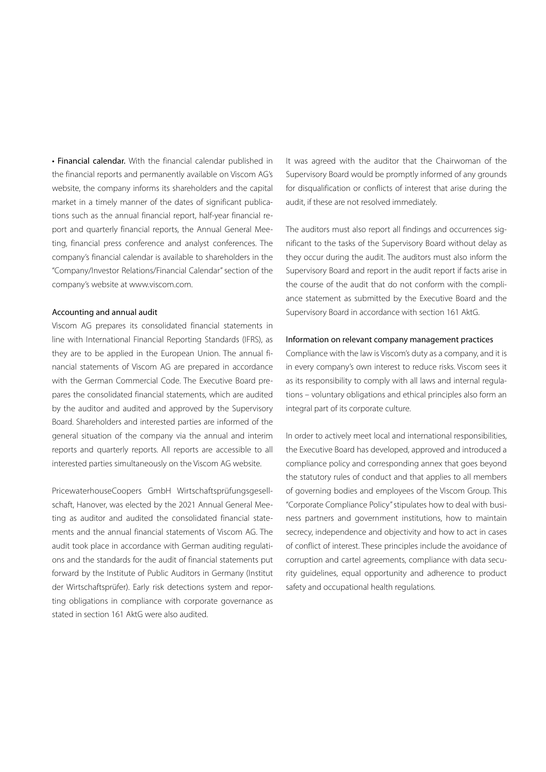• **Financial calendar.** With the financial calendar published in the financial reports and permanently available on Viscom AG's website, the company informs its shareholders and the capital market in a timely manner of the dates of significant publications such as the annual financial report, half-year financial report and quarterly financial reports, the Annual General Meeting, financial press conference and analyst conferences. The company's financial calendar is available to shareholders in the "Company/Investor Relations/Financial Calendar" section of the company's website at www.viscom.com.

### Accounting and annual audit

Viscom AG prepares its consolidated financial statements in line with International Financial Reporting Standards (IFRS), as they are to be applied in the European Union. The annual financial statements of Viscom AG are prepared in accordance with the German Commercial Code. The Executive Board prepares the consolidated financial statements, which are audited by the auditor and audited and approved by the Supervisory Board. Shareholders and interested parties are informed of the general situation of the company via the annual and interim reports and quarterly reports. All reports are accessible to all interested parties simultaneously on the Viscom AG website.

PricewaterhouseCoopers GmbH Wirtschaftsprüfungsgesellschaft, Hanover, was elected by the 2021 Annual General Meeting as auditor and audited the consolidated financial statements and the annual financial statements of Viscom AG. The audit took place in accordance with German auditing regulations and the standards for the audit of financial statements put forward by the Institute of Public Auditors in Germany (Institut der Wirtschaftsprüfer). Early risk detections system and reporting obligations in compliance with corporate governance as stated in section 161 AktG were also audited.

It was agreed with the auditor that the Chairwoman of the Supervisory Board would be promptly informed of any grounds for disqualification or conflicts of interest that arise during the audit, if these are not resolved immediately.

The auditors must also report all findings and occurrences significant to the tasks of the Supervisory Board without delay as they occur during the audit. The auditors must also inform the Supervisory Board and report in the audit report if facts arise in the course of the audit that do not conform with the compliance statement as submitted by the Executive Board and the Supervisory Board in accordance with section 161 AktG.

### Information on relevant company management practices

Compliance with the law is Viscom's duty as a company, and it is in every company's own interest to reduce risks. Viscom sees it as its responsibility to comply with all laws and internal regulations – voluntary obligations and ethical principles also form an integral part of its corporate culture.

In order to actively meet local and international responsibilities, the Executive Board has developed, approved and introduced a compliance policy and corresponding annex that goes beyond the statutory rules of conduct and that applies to all members of governing bodies and employees of the Viscom Group. This "Corporate Compliance Policy" stipulates how to deal with business partners and government institutions, how to maintain secrecy, independence and objectivity and how to act in cases of conflict of interest. These principles include the avoidance of corruption and cartel agreements, compliance with data security guidelines, equal opportunity and adherence to product safety and occupational health regulations.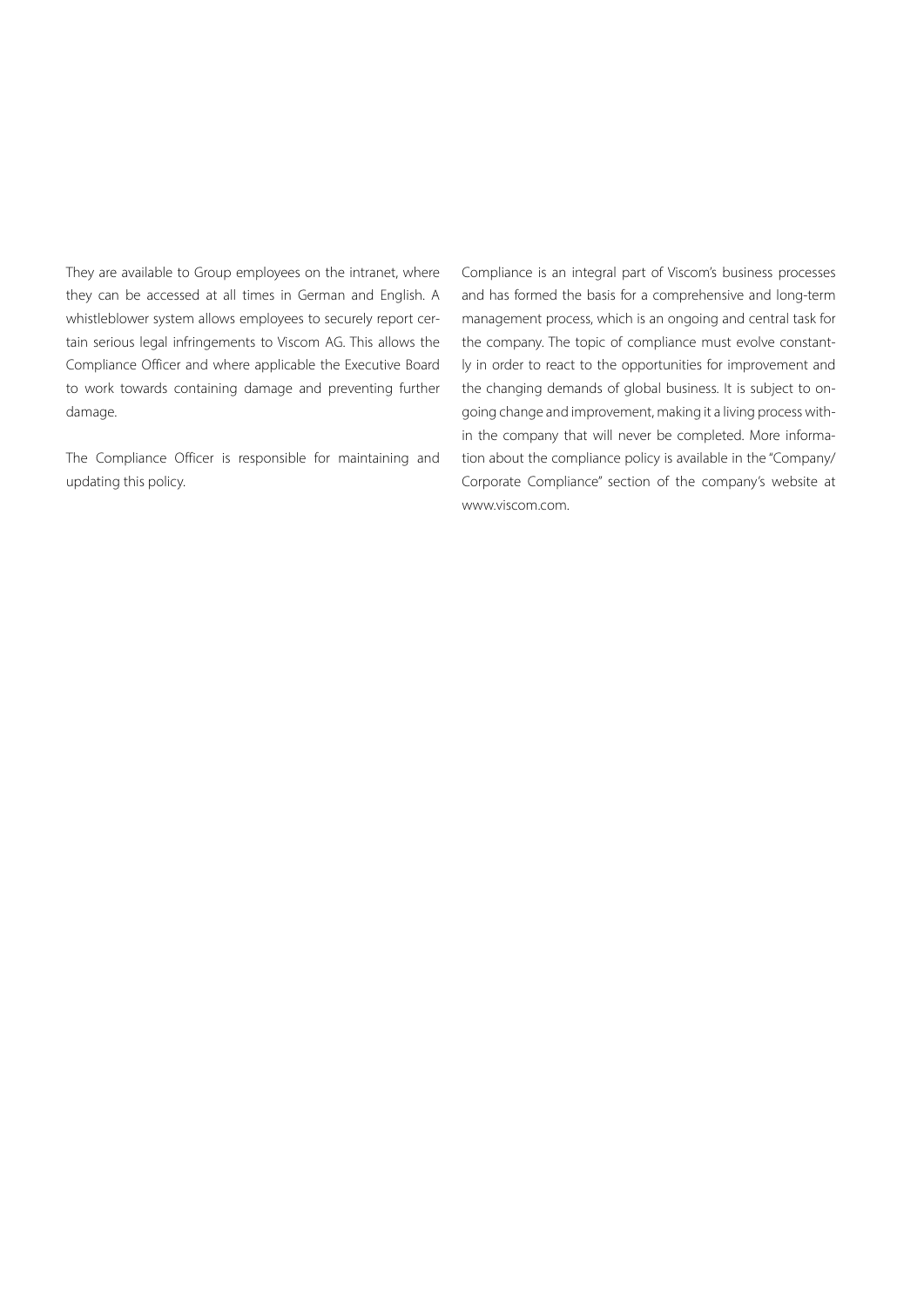They are available to Group employees on the intranet, where they can be accessed at all times in German and English. A whistleblower system allows employees to securely report certain serious legal infringements to Viscom AG. This allows the Compliance Officer and where applicable the Executive Board to work towards containing damage and preventing further damage.

The Compliance Officer is responsible for maintaining and updating this policy.

Compliance is an integral part of Viscom's business processes and has formed the basis for a comprehensive and long-term management process, which is an ongoing and central task for the company. The topic of compliance must evolve constantly in order to react to the opportunities for improvement and the changing demands of global business. It is subject to ongoing change and improvement, making it a living process within the company that will never be completed. More information about the compliance policy is available in the "Company/ Corporate Compliance" section of the company's website at www.viscom.com.